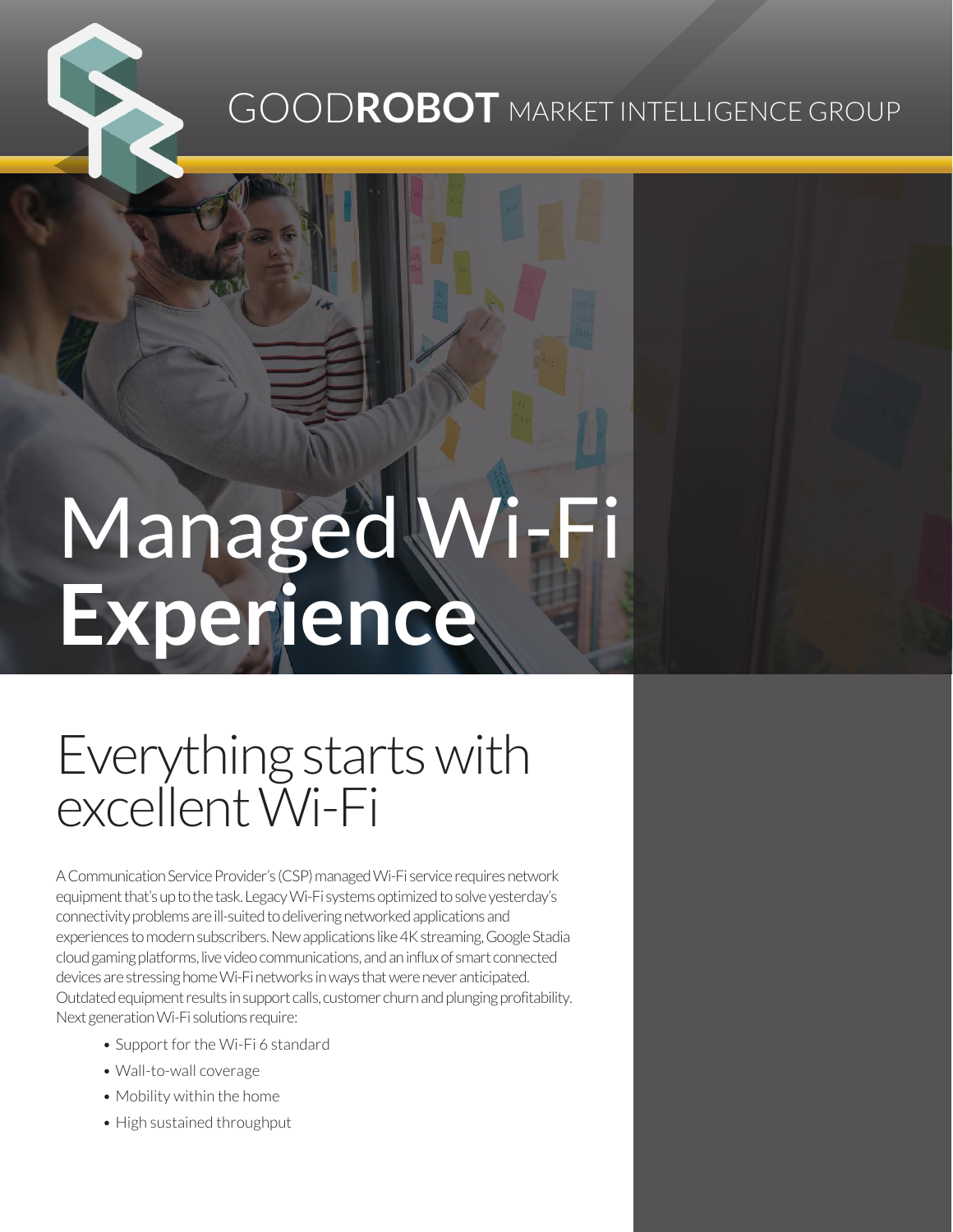GOOD**ROBOT** MARKET INTELLIGENCE GROUP

# Managed Wi-Fi **Experience**

## Everything starts with excellent Wi-Fi

A Communication Service Provider's (CSP) managed Wi-Fi service requires network equipment that's up to the task. Legacy Wi-Fi systems optimized to solve yesterday's connectivity problems are ill-suited to delivering networked applications and experiences to modern subscribers. New applications like 4K streaming, Google Stadia cloud gaming platforms, live video communications, and an influx of smart connected devices are stressing home Wi-Fi networks in ways that were never anticipated. Outdated equipment results in support calls, customer churn and plunging profitability. Next generation Wi-Fi solutions require:

- Support for the Wi-Fi 6 standard
- Wall-to-wall coverage
- Mobility within the home
- High sustained throughput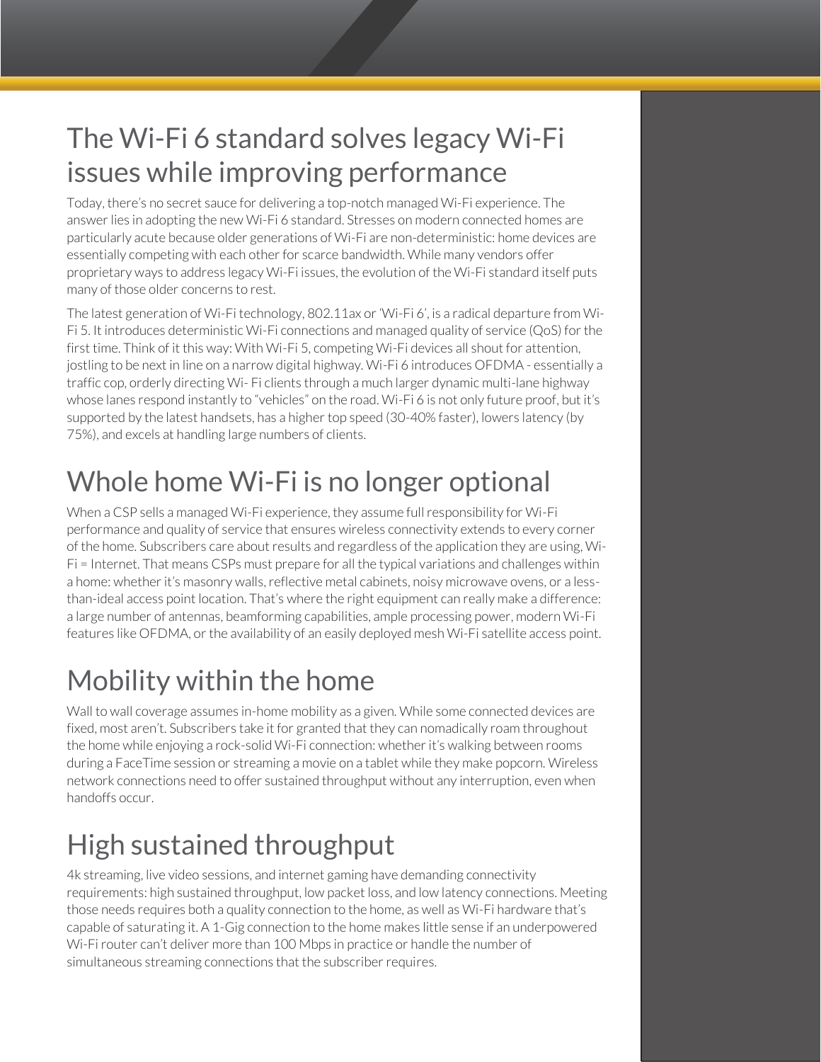# The Wi-Fi 6 standard solves legacy Wi-Fi issues while improving performance

Today, there's no secret sauce for delivering a top-notch managed Wi-Fi experience. The answer lies in adopting the new Wi-Fi 6 standard. Stresses on modern connected homes are particularly acute because older generations of Wi-Fi are non-deterministic: home devices are essentially competing with each other for scarce bandwidth. While many vendors offer proprietary ways to address legacy Wi-Fi issues, the evolution of the Wi-Fi standard itself puts many of those older concerns to rest.

The latest generation of Wi-Fi technology, 802.11ax or 'Wi-Fi 6', is a radical departure from Wi-Fi 5. It introduces deterministic Wi-Fi connections and managed quality of service (QoS) for the first time. Think of it this way: With Wi-Fi 5, competing Wi-Fi devices all shout for attention, jostling to be next in line on a narrow digital highway. Wi-Fi 6 introduces OFDMA - essentially a traffic cop, orderly directing Wi- Fi clients through a much larger dynamic multi-lane highway whose lanes respond instantly to "vehicles" on the road. Wi-Fi 6 is not only future proof, but it's supported by the latest handsets, has a higher top speed (30-40% faster), lowers latency (by 75%), and excels at handling large numbers of clients.

# Whole home Wi-Fi is no longer optional

When a CSP sells a managed Wi-Fi experience, they assume full responsibility for Wi-Fi performance and quality of service that ensures wireless connectivity extends to every corner of the home. Subscribers care about results and regardless of the application they are using, Wi-Fi = Internet. That means CSPs must prepare for all the typical variations and challenges within a home: whether it's masonry walls, reflective metal cabinets, noisy microwave ovens, or a less-than-ideal access point location. That's where the right equipment can really make a difference: a large number of antennas, beamforming capabilities, ample processing power, modern Wi-Fi features like OFDMA, or the availability of an easily deployed mesh Wi-Fi satellite access point.

# Mobility within the home

Wall to wall coverage assumes in-home mobility as a given. While some connected devices are fixed, most aren't. Subscribers take it for granted that they can nomadically roam throughout the home while enjoying a rock-solid Wi-Fi connection: whether it's walking between rooms during a FaceTime session or streaming a movie on a tablet while they make popcorn. Wireless network connections need to offer sustained throughput without any interruption, even when handoffs occur.

# High sustained throughput

4k streaming, live video sessions, and internet gaming have demanding connectivity requirements: high sustained throughput, low packet loss, and low latency connections. Meeting those needs requires both a quality connection to the home, as well as Wi-Fi hardware that's capable of saturating it. A 1-Gig connection to the home makes little sense if an underpowered Wi-Fi router can't deliver more than 100 Mbps in practice or handle the number of simultaneous streaming connections that the subscriber requires.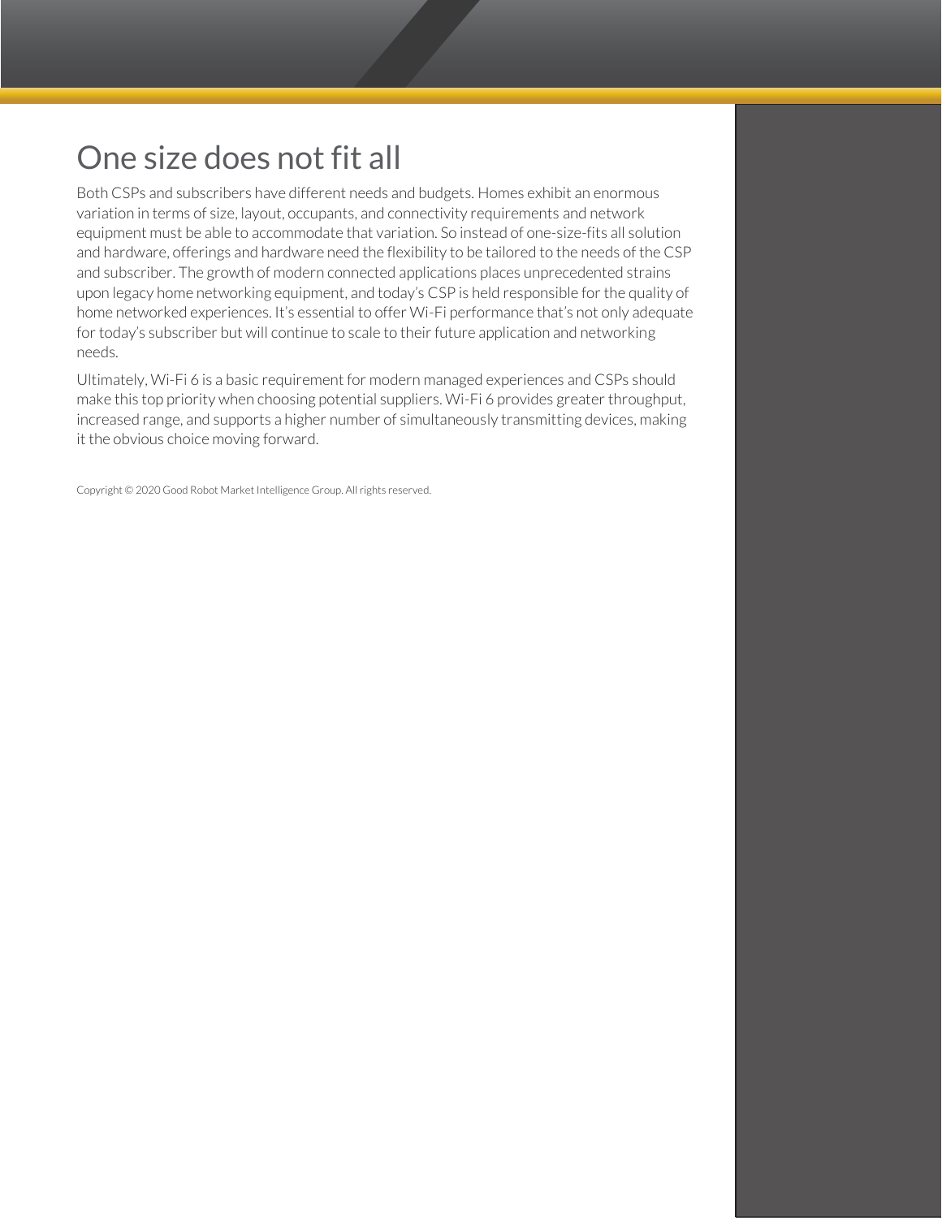# One size does not fit all

Both CSPs and subscribers have different needs and budgets. Homes exhibit an enormous variation in terms of size, layout, occupants, and connectivity requirements and network equipment must be able to accommodate that variation. So instead of one-size-fits all solution and hardware, offerings and hardware need the flexibility to be tailored to the needs of the CSP and subscriber. The growth of modern connected applications places unprecedented strains upon legacy home networking equipment, and today's CSP is held responsible for the quality of home networked experiences. It's essential to offer Wi-Fi performance that's not only adequate for today's subscriber but will continue to scale to their future application and networking needs.

Ultimately, Wi-Fi 6 is a basic requirement for modern managed experiences and CSPs should make this top priority when choosing potential suppliers. Wi-Fi 6 provides greater throughput, increased range, and supports a higher number of simultaneously transmitting devices, making it the obvious choice moving forward.

Copyright © 2020 Good Robot Market Intelligence Group. All rights reserved.